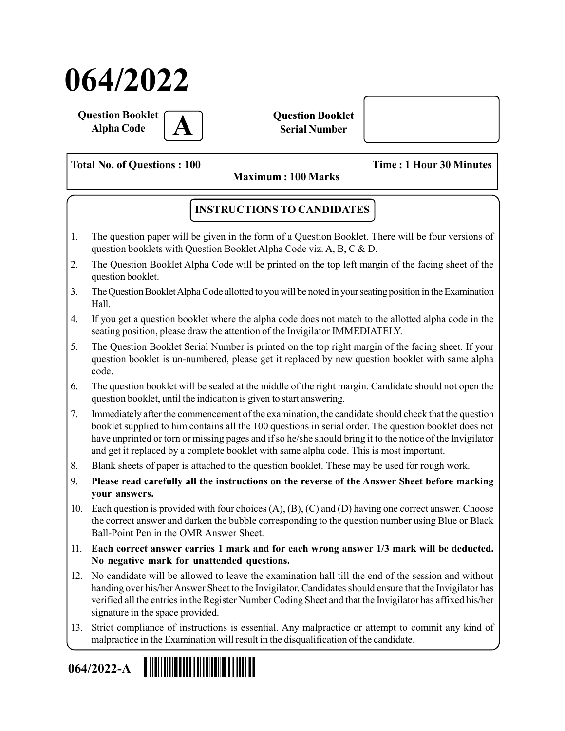# 064/2022

**Question Booklet Alpha Code** **A**

**Question Booklet Serial Number**

**Total No. of Questions : 100** **Time : 1 Hour 30 Minutes**

**Maximum : 100 Marks**

## INSTRUCTIONS TO CANDIDATES

1. The question paper will be given in the form of a Question Booklet. There will be four versions of question booklets with Question Booklet Alpha Code viz. A, B, C & D.
2. The Question Booklet Alpha Code will be printed on the top left margin of the facing sheet of the question booklet.
3. The Question Booklet Alpha Code allotted to you will be noted in your seating position in the Examination Hall.
4. If you get a question booklet where the alpha code does not match to the allotted alpha code in the seating position, please draw the attention of the Invigilator IMMEDIATELY.
5. The Question Booklet Serial Number is printed on the top right margin of the facing sheet. If your question booklet is un-numbered, please get it replaced by new question booklet with same alpha code.
6. The question booklet will be sealed at the middle of the right margin. Candidate should not open the question booklet, until the indication is given to start answering.
7. Immediately after the commencement of the examination, the candidate should check that the question booklet supplied to him contains all the 100 questions in serial order. The question booklet does not have unprinted or torn or missing pages and if so he/she should bring it to the notice of the Invigilator and get it replaced by a complete booklet with same alpha code. This is most important.
8. Blank sheets of paper is attached to the question booklet. These may be used for rough work.
9. **Please read carefully all the instructions on the reverse of the Answer Sheet before marking your answers.**
10. Each question is provided with four choices (A), (B), (C) and (D) having one correct answer. Choose the correct answer and darken the bubble corresponding to the question number using Blue or Black Ball-Point Pen in the OMR Answer Sheet.
11. **Each correct answer carries 1 mark and for each wrong answer 1/3 mark will be deducted. No negative mark for unattended questions.**
12. No candidate will be allowed to leave the examination hall till the end of the session and without handing over his/her Answer Sheet to the Invigilator. Candidates should ensure that the Invigilator has verified all the entries in the Register Number Coding Sheet and that the Invigilator has affixed his/her signature in the space provided.
13. Strict compliance of instructions is essential. Any malpractice or attempt to commit any kind of malpractice in the Examination will result in the disqualification of the candidate.

**064/2022-A**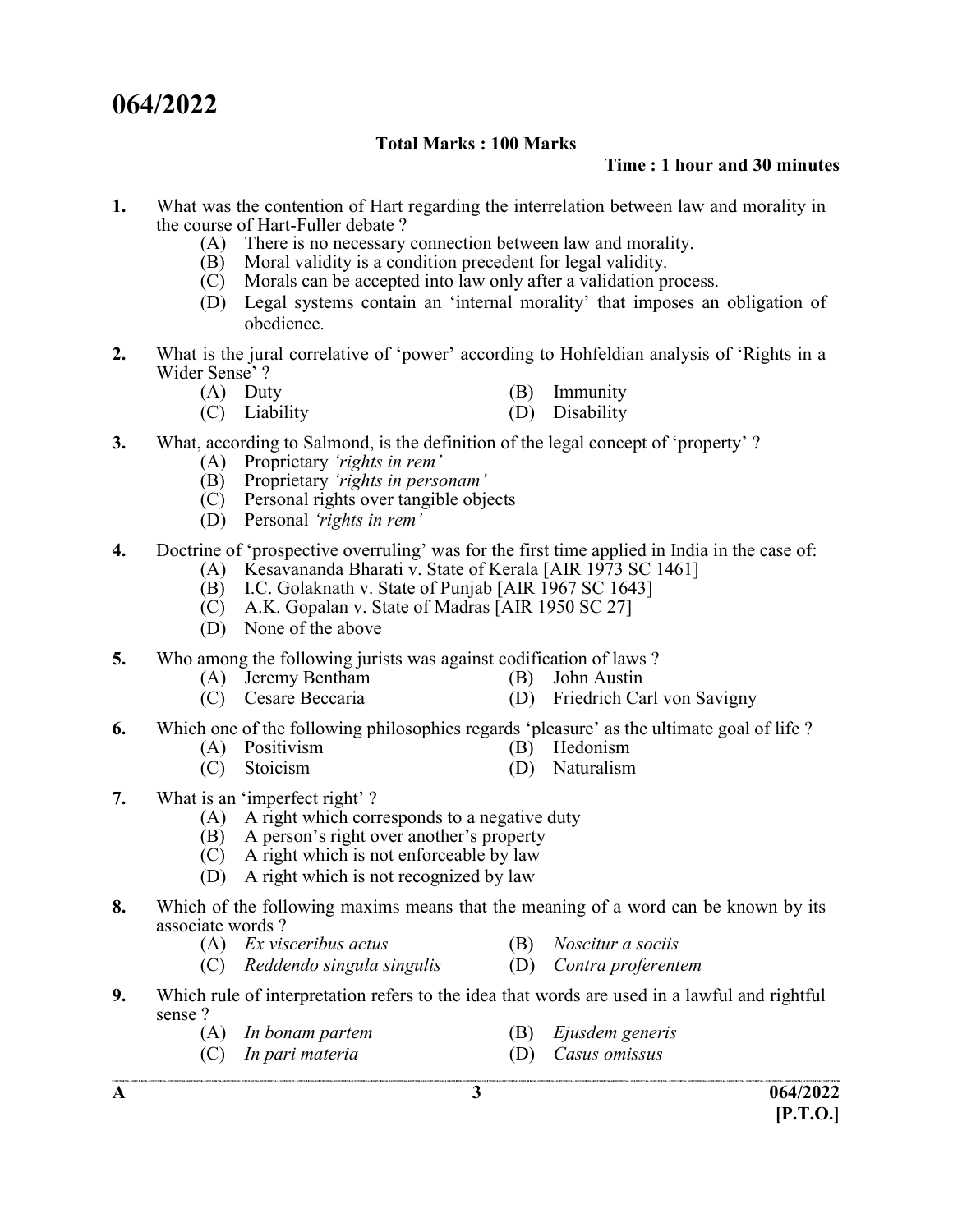# 064/2022

**Total Marks : 100 Marks**

**Time : 1 hour and 30 minutes**

1. What was the contention of Hart regarding the interrelation between law and morality in the course of Hart-Fuller debate ?
   - (A) There is no necessary connection between law and morality.
   - (B) Moral validity is a condition precedent for legal validity.
   - (C) Morals can be accepted into law only after a validation process.
   - (D) Legal systems contain an 'internal morality' that imposes an obligation of obedience.

2. What is the jural correlative of 'power' according to Hohfeldian analysis of 'Rights in a Wider Sense' ?
   - (A) Duty
   - (B) Immunity
   - (C) Liability
   - (D) Disability

3. What, according to Salmond, is the definition of the legal concept of 'property' ?
   - (A) Proprietary *'rights in rem'*
   - (B) Proprietary *'rights in personam'*
   - (C) Personal rights over tangible objects
   - (D) Personal *'rights in rem'*

4. Doctrine of 'prospective overruling' was for the first time applied in India in the case of:
   - (A) Kesavananda Bharati v. State of Kerala [AIR 1973 SC 1461]
   - (B) I.C. Golaknath v. State of Punjab [AIR 1967 SC 1643]
   - (C) A.K. Gopalan v. State of Madras [AIR 1950 SC 27]
   - (D) None of the above

5. Who among the following jurists was against codification of laws ?
   - (A) Jeremy Bentham
   - (B) John Austin
   - (C) Cesare Beccaria
   - (D) Friedrich Carl von Savigny

6. Which one of the following philosophies regards 'pleasure' as the ultimate goal of life ?
   - (A) Positivism
   - (B) Hedonism
   - (C) Stoicism
   - (D) Naturalism

7. What is an 'imperfect right' ?
   - (A) A right which corresponds to a negative duty
   - (B) A person's right over another's property
   - (C) A right which is not enforceable by law
   - (D) A right which is not recognized by law

8. Which of the following maxims means that the meaning of a word can be known by its associate words ?
   - (A) *Ex visceribus actus*
   - (B) *Noscitur a sociis*
   - (C) *Reddendo singula singulis*
   - (D) *Contra proferentem*

9. Which rule of interpretation refers to the idea that words are used in a lawful and rightful sense ?
   - (A) *In bonam partem*
   - (B) *Ejusdem generis*
   - (C) *In pari materia*
   - (D) *Casus omissus*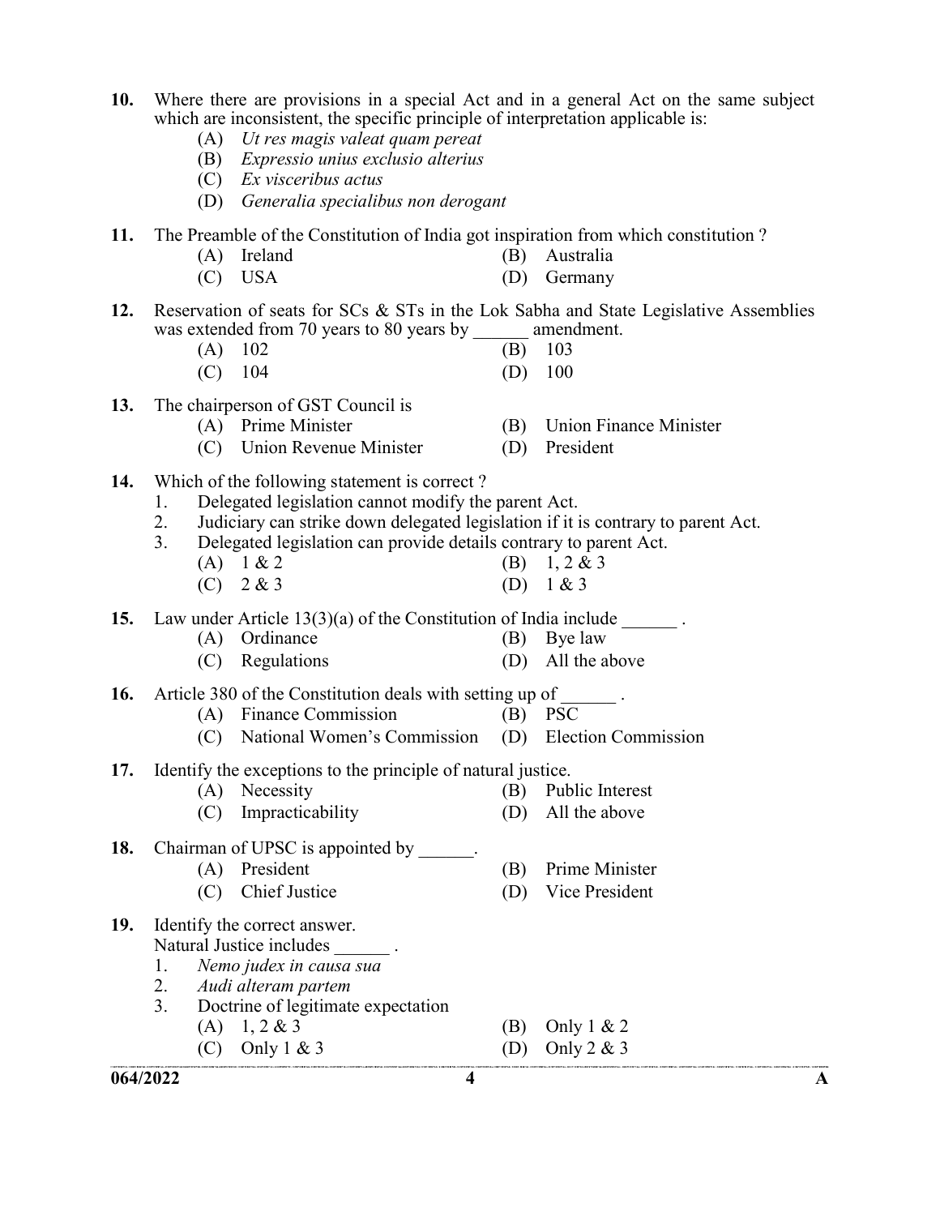10. Where there are provisions in a special Act and in a general Act on the same subject which are inconsistent, the specific principle of interpretation applicable is:
    - (A) *Ut res magis valeat quam pereat*
    - (B) *Expressio unius exclusio alterius*
    - (C) *Ex visceribus actus*
    - (D) *Generalia specialibus non derogant*

11. The Preamble of the Constitution of India got inspiration from which constitution ?
    - (A) Ireland
    - (B) Australia
    - (C) USA
    - (D) Germany

12. Reservation of seats for SCs & STs in the Lok Sabha and State Legislative Assemblies was extended from 70 years to 80 years by ______ amendment.
    - (A) 102
    - (B) 103
    - (C) 104
    - (D) 100

13. The chairperson of GST Council is
    - (A) Prime Minister
    - (B) Union Finance Minister
    - (C) Union Revenue Minister
    - (D) President

14. Which of the following statement is correct ?
    1. Delegated legislation cannot modify the parent Act.
    2. Judiciary can strike down delegated legislation if it is contrary to parent Act.
    3. Delegated legislation can provide details contrary to parent Act.

    - (A) 1 & 2
    - (B) 1, 2 & 3
    - (C) 2 & 3
    - (D) 1 & 3

15. Law under Article 13(3)(a) of the Constitution of India include ______ .
    - (A) Ordinance
    - (B) Bye law
    - (C) Regulations
    - (D) All the above

16. Article 380 of the Constitution deals with setting up of ______ .
    - (A) Finance Commission
    - (B) PSC
    - (C) National Women's Commission
    - (D) Election Commission

17. Identify the exceptions to the principle of natural justice.
    - (A) Necessity
    - (B) Public Interest
    - (C) Impracticability
    - (D) All the above

18. Chairman of UPSC is appointed by ______.
    - (A) President
    - (B) Prime Minister
    - (C) Chief Justice
    - (D) Vice President

19. Identify the correct answer.
    Natural Justice includes ______ .
    1. *Nemo judex in causa sua*
    2. *Audi alteram partem*
    3. Doctrine of legitimate expectation

    - (A) 1, 2 & 3
    - (B) Only 1 & 2
    - (C) Only 1 & 3
    - (D) Only 2 & 3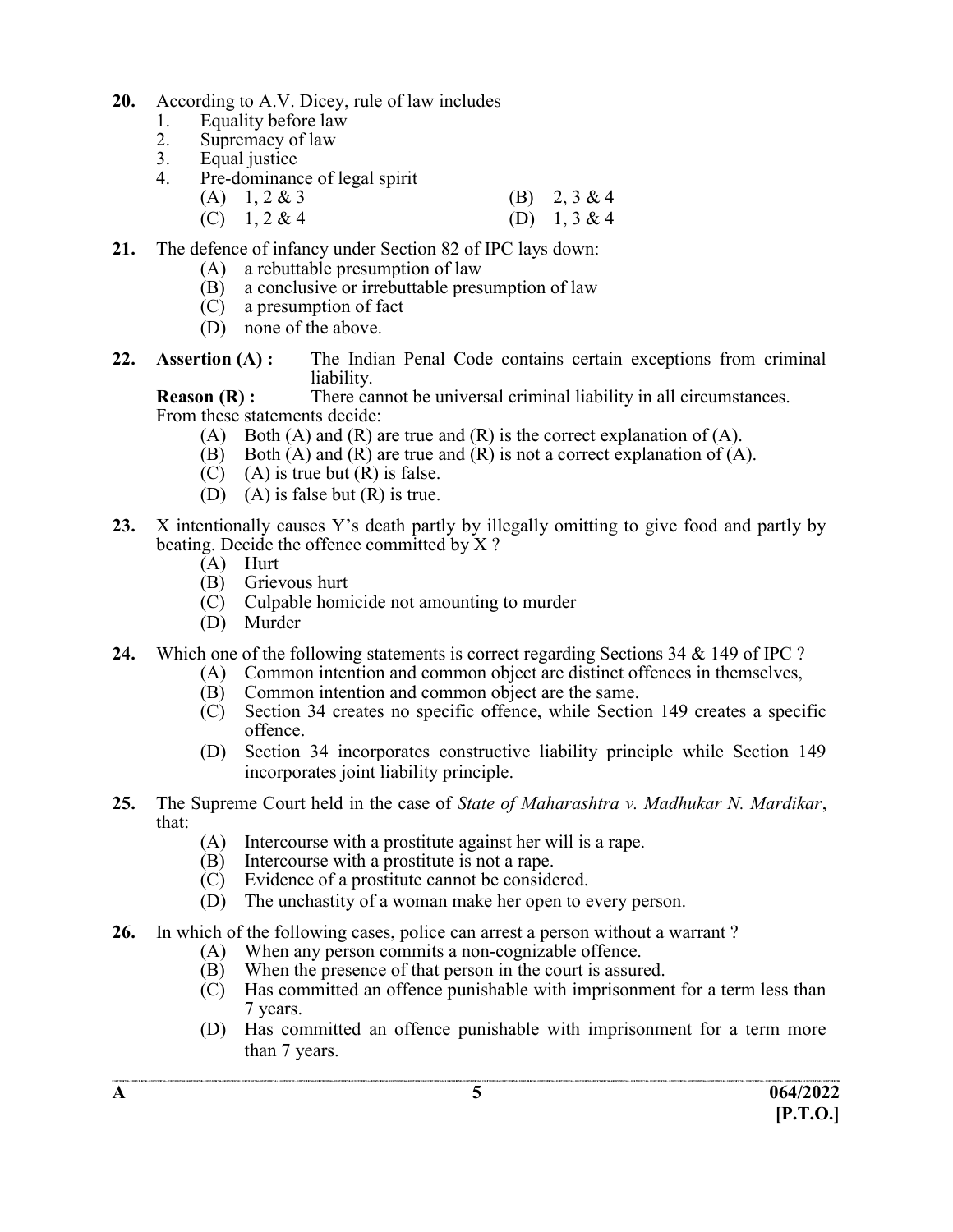**20.** According to A.V. Dicey, rule of law includes

1. Equality before law
2. Supremacy of law
3. Equal justice
4. Pre-dominance of legal spirit

(A) 1, 2 & 3 (B) 2, 3 & 4
(C) 1, 2 & 4 (D) 1, 3 & 4

**21.** The defence of infancy under Section 82 of IPC lays down:

(A) a rebuttable presumption of law
(B) a conclusive or irrebuttable presumption of law
(C) a presumption of fact
(D) none of the above.

**22.** **Assertion (A) :** The Indian Penal Code contains certain exceptions from criminal liability.

**Reason (R) :** There cannot be universal criminal liability in all circumstances.

From these statements decide:

(A) Both (A) and (R) are true and (R) is the correct explanation of (A).
(B) Both (A) and (R) are true and (R) is not a correct explanation of (A).
(C) (A) is true but (R) is false.
(D) (A) is false but (R) is true.

**23.** X intentionally causes Y's death partly by illegally omitting to give food and partly by beating. Decide the offence committed by X ?

(A) Hurt
(B) Grievous hurt
(C) Culpable homicide not amounting to murder
(D) Murder

**24.** Which one of the following statements is correct regarding Sections 34 & 149 of IPC ?

(A) Common intention and common object are distinct offences in themselves,
(B) Common intention and common object are the same.
(C) Section 34 creates no specific offence, while Section 149 creates a specific offence.
(D) Section 34 incorporates constructive liability principle while Section 149 incorporates joint liability principle.

**25.** The Supreme Court held in the case of *State of Maharashtra v. Madhukar N. Mardikar*, that:

(A) Intercourse with a prostitute against her will is a rape.
(B) Intercourse with a prostitute is not a rape.
(C) Evidence of a prostitute cannot be considered.
(D) The unchastity of a woman make her open to every person.

**26.** In which of the following cases, police can arrest a person without a warrant ?

(A) When any person commits a non-cognizable offence.
(B) When the presence of that person in the court is assured.
(C) Has committed an offence punishable with imprisonment for a term less than 7 years.
(D) Has committed an offence punishable with imprisonment for a term more than 7 years.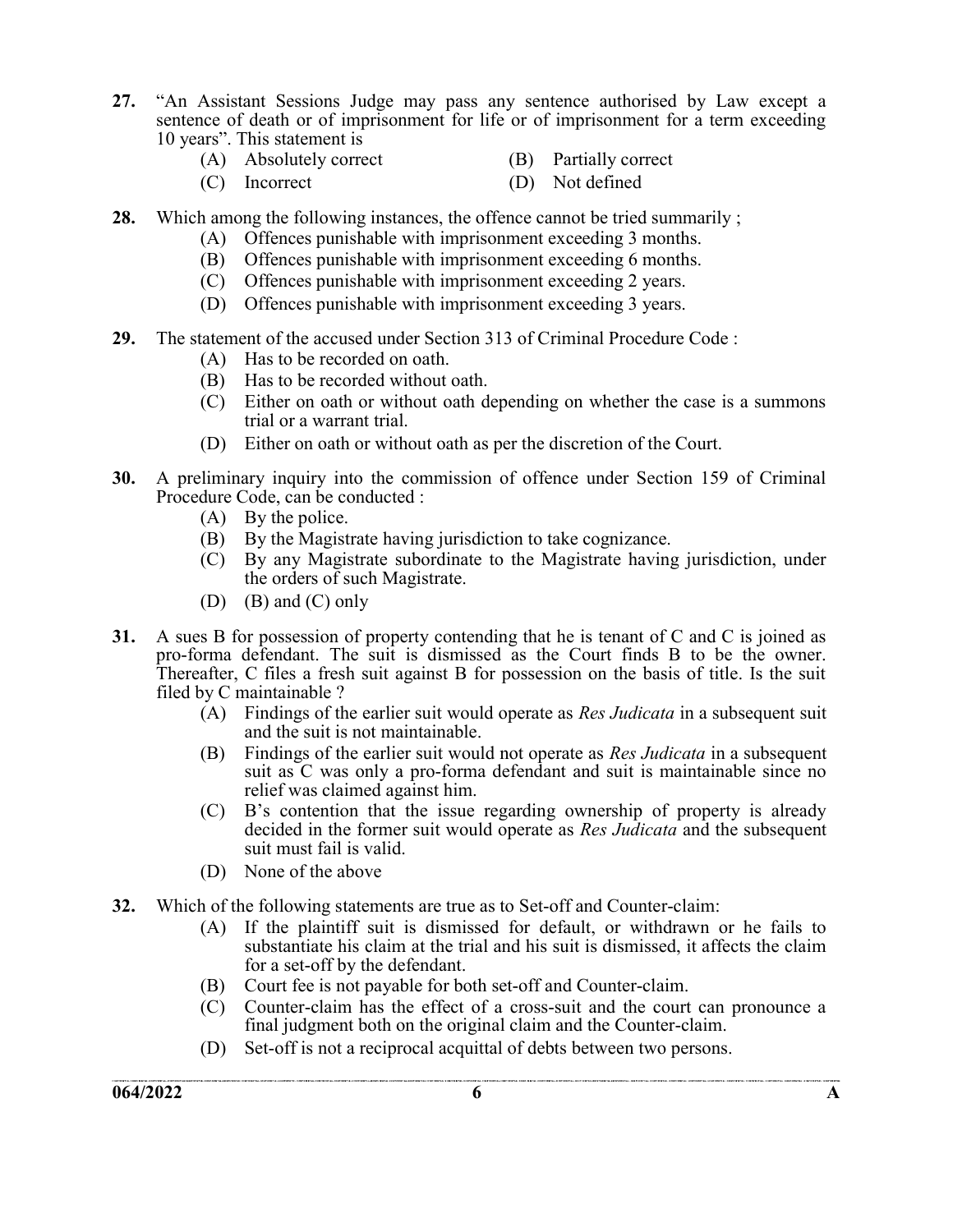27. "An Assistant Sessions Judge may pass any sentence authorised by Law except a sentence of death or of imprisonment for life or of imprisonment for a term exceeding 10 years". This statement is

    (A) Absolutely correct
    (B) Partially correct
    (C) Incorrect
    (D) Not defined

28. Which among the following instances, the offence cannot be tried summarily ;

    (A) Offences punishable with imprisonment exceeding 3 months.
    (B) Offences punishable with imprisonment exceeding 6 months.
    (C) Offences punishable with imprisonment exceeding 2 years.
    (D) Offences punishable with imprisonment exceeding 3 years.

29. The statement of the accused under Section 313 of Criminal Procedure Code :

    (A) Has to be recorded on oath.
    (B) Has to be recorded without oath.
    (C) Either on oath or without oath depending on whether the case is a summons trial or a warrant trial.
    (D) Either on oath or without oath as per the discretion of the Court.

30. A preliminary inquiry into the commission of offence under Section 159 of Criminal Procedure Code, can be conducted :

    (A) By the police.
    (B) By the Magistrate having jurisdiction to take cognizance.
    (C) By any Magistrate subordinate to the Magistrate having jurisdiction, under the orders of such Magistrate.
    (D) (B) and (C) only

31. A sues B for possession of property contending that he is tenant of C and C is joined as pro-forma defendant. The suit is dismissed as the Court finds B to be the owner. Thereafter, C files a fresh suit against B for possession on the basis of title. Is the suit filed by C maintainable ?

    (A) Findings of the earlier suit would operate as *Res Judicata* in a subsequent suit and the suit is not maintainable.
    (B) Findings of the earlier suit would not operate as *Res Judicata* in a subsequent suit as C was only a pro-forma defendant and suit is maintainable since no relief was claimed against him.
    (C) B's contention that the issue regarding ownership of property is already decided in the former suit would operate as *Res Judicata* and the subsequent suit must fail is valid.
    (D) None of the above

32. Which of the following statements are true as to Set-off and Counter-claim:

    (A) If the plaintiff suit is dismissed for default, or withdrawn or he fails to substantiate his claim at the trial and his suit is dismissed, it affects the claim for a set-off by the defendant.
    (B) Court fee is not payable for both set-off and Counter-claim.
    (C) Counter-claim has the effect of a cross-suit and the court can pronounce a final judgment both on the original claim and the Counter-claim.
    (D) Set-off is not a reciprocal acquittal of debts between two persons.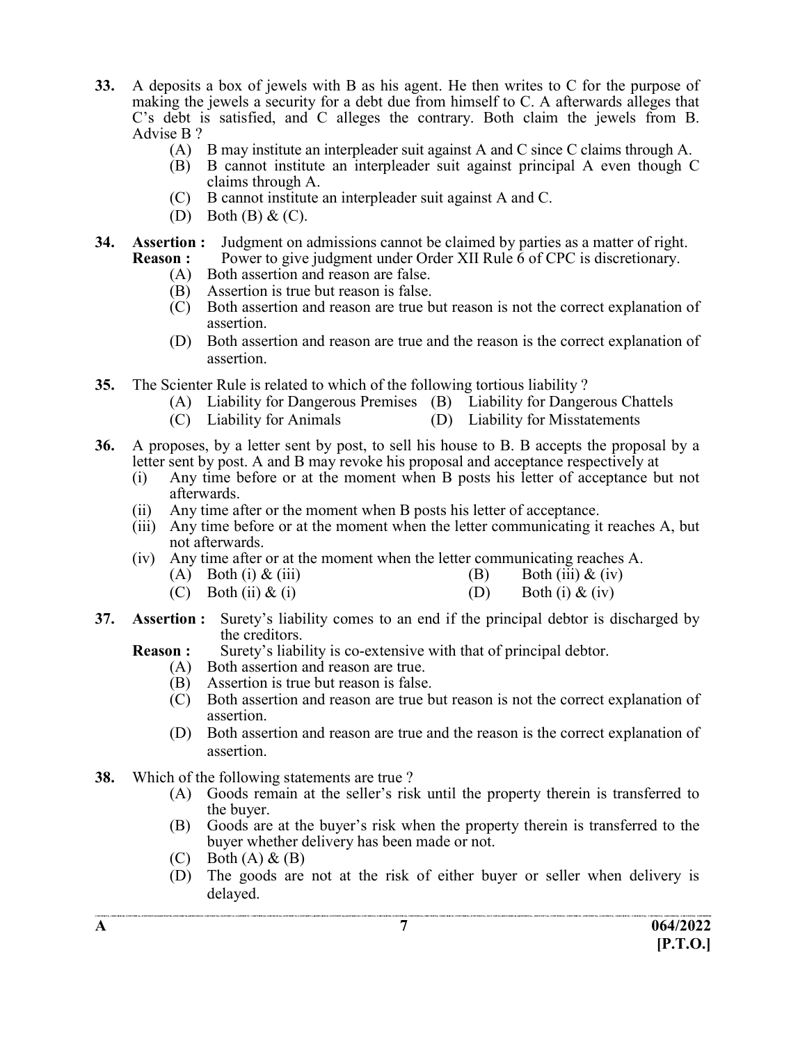**33.** A deposits a box of jewels with B as his agent. He then writes to C for the purpose of making the jewels a security for a debt due from himself to C. A afterwards alleges that C's debt is satisfied, and C alleges the contrary. Both claim the jewels from B. Advise B ?

(A) B may institute an interpleader suit against A and C since C claims through A.
(B) B cannot institute an interpleader suit against principal A even though C claims through A.
(C) B cannot institute an interpleader suit against A and C.
(D) Both (B) & (C).

**34.** **Assertion :** Judgment on admissions cannot be claimed by parties as a matter of right.
**Reason :** Power to give judgment under Order XII Rule 6 of CPC is discretionary.

(A) Both assertion and reason are false.
(B) Assertion is true but reason is false.
(C) Both assertion and reason are true but reason is not the correct explanation of assertion.
(D) Both assertion and reason are true and the reason is the correct explanation of assertion.

**35.** The Scienter Rule is related to which of the following tortious liability ?

(A) Liability for Dangerous Premises
(B) Liability for Dangerous Chattels
(C) Liability for Animals
(D) Liability for Misstatements

**36.** A proposes, by a letter sent by post, to sell his house to B. B accepts the proposal by a letter sent by post. A and B may revoke his proposal and acceptance respectively at

(i) Any time before or at the moment when B posts his letter of acceptance but not afterwards.
(ii) Any time after or the moment when B posts his letter of acceptance.
(iii) Any time before or at the moment when the letter communicating it reaches A, but not afterwards.
(iv) Any time after or at the moment when the letter communicating reaches A.

(A) Both (i) & (iii)
(B) Both (iii) & (iv)
(C) Both (ii) & (i)
(D) Both (i) & (iv)

**37.** **Assertion :** Surety's liability comes to an end if the principal debtor is discharged by the creditors.
**Reason :** Surety's liability is co-extensive with that of principal debtor.

(A) Both assertion and reason are true.
(B) Assertion is true but reason is false.
(C) Both assertion and reason are true but reason is not the correct explanation of assertion.
(D) Both assertion and reason are true and the reason is the correct explanation of assertion.

**38.** Which of the following statements are true ?

(A) Goods remain at the seller's risk until the property therein is transferred to the buyer.
(B) Goods are at the buyer's risk when the property therein is transferred to the buyer whether delivery has been made or not.
(C) Both (A) & (B)
(D) The goods are not at the risk of either buyer or seller when delivery is delayed.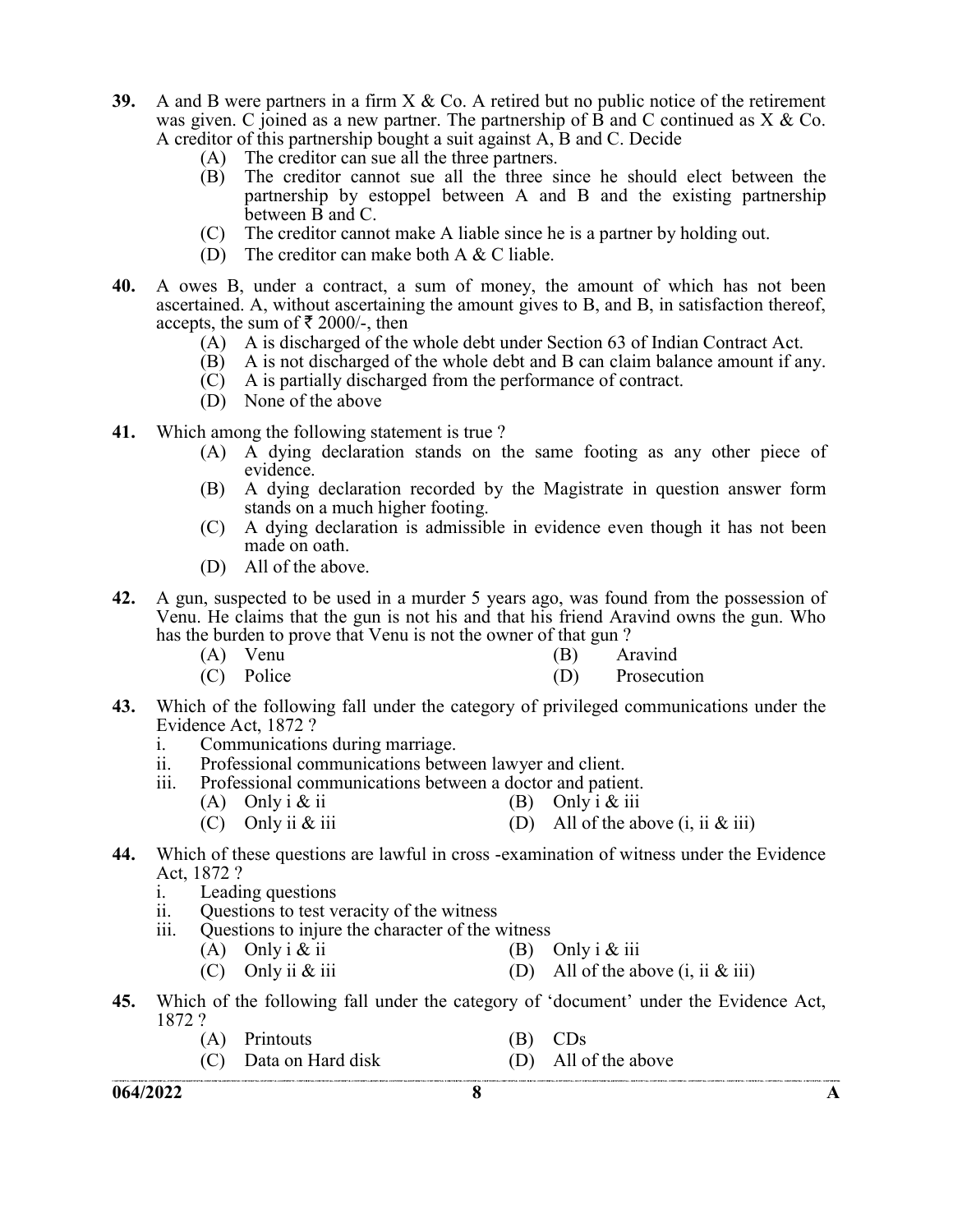**39.** A and B were partners in a firm X & Co. A retired but no public notice of the retirement was given. C joined as a new partner. The partnership of B and C continued as X & Co. A creditor of this partnership bought a suit against A, B and C. Decide

- (A) The creditor can sue all the three partners.
- (B) The creditor cannot sue all the three since he should elect between the partnership by estoppel between A and B and the existing partnership between B and C.
- (C) The creditor cannot make A liable since he is a partner by holding out.
- (D) The creditor can make both A & C liable.

**40.** A owes B, under a contract, a sum of money, the amount of which has not been ascertained. A, without ascertaining the amount gives to B, and B, in satisfaction thereof, accepts, the sum of ₹ 2000/-, then

- (A) A is discharged of the whole debt under Section 63 of Indian Contract Act.
- (B) A is not discharged of the whole debt and B can claim balance amount if any.
- (C) A is partially discharged from the performance of contract.
- (D) None of the above

**41.** Which among the following statement is true ?

- (A) A dying declaration stands on the same footing as any other piece of evidence.
- (B) A dying declaration recorded by the Magistrate in question answer form stands on a much higher footing.
- (C) A dying declaration is admissible in evidence even though it has not been made on oath.
- (D) All of the above.

**42.** A gun, suspected to be used in a murder 5 years ago, was found from the possession of Venu. He claims that the gun is not his and that his friend Aravind owns the gun. Who has the burden to prove that Venu is not the owner of that gun ?

- (A) Venu
- (B) Aravind
- (C) Police
- (D) Prosecution

**43.** Which of the following fall under the category of privileged communications under the Evidence Act, 1872 ?

- i. Communications during marriage.
- ii. Professional communications between lawyer and client.
- iii. Professional communications between a doctor and patient.

- (A) Only i & ii
- (B) Only i & iii
- (C) Only ii & iii
- (D) All of the above (i, ii & iii)

**44.** Which of these questions are lawful in cross -examination of witness under the Evidence Act, 1872 ?

- i. Leading questions
- ii. Questions to test veracity of the witness
- iii. Questions to injure the character of the witness

- (A) Only i & ii
- (B) Only i & iii
- (C) Only ii & iii
- (D) All of the above (i, ii & iii)

**45.** Which of the following fall under the category of 'document' under the Evidence Act, 1872 ?

- (A) Printouts
- (B) CDs
- (C) Data on Hard disk
- (D) All of the above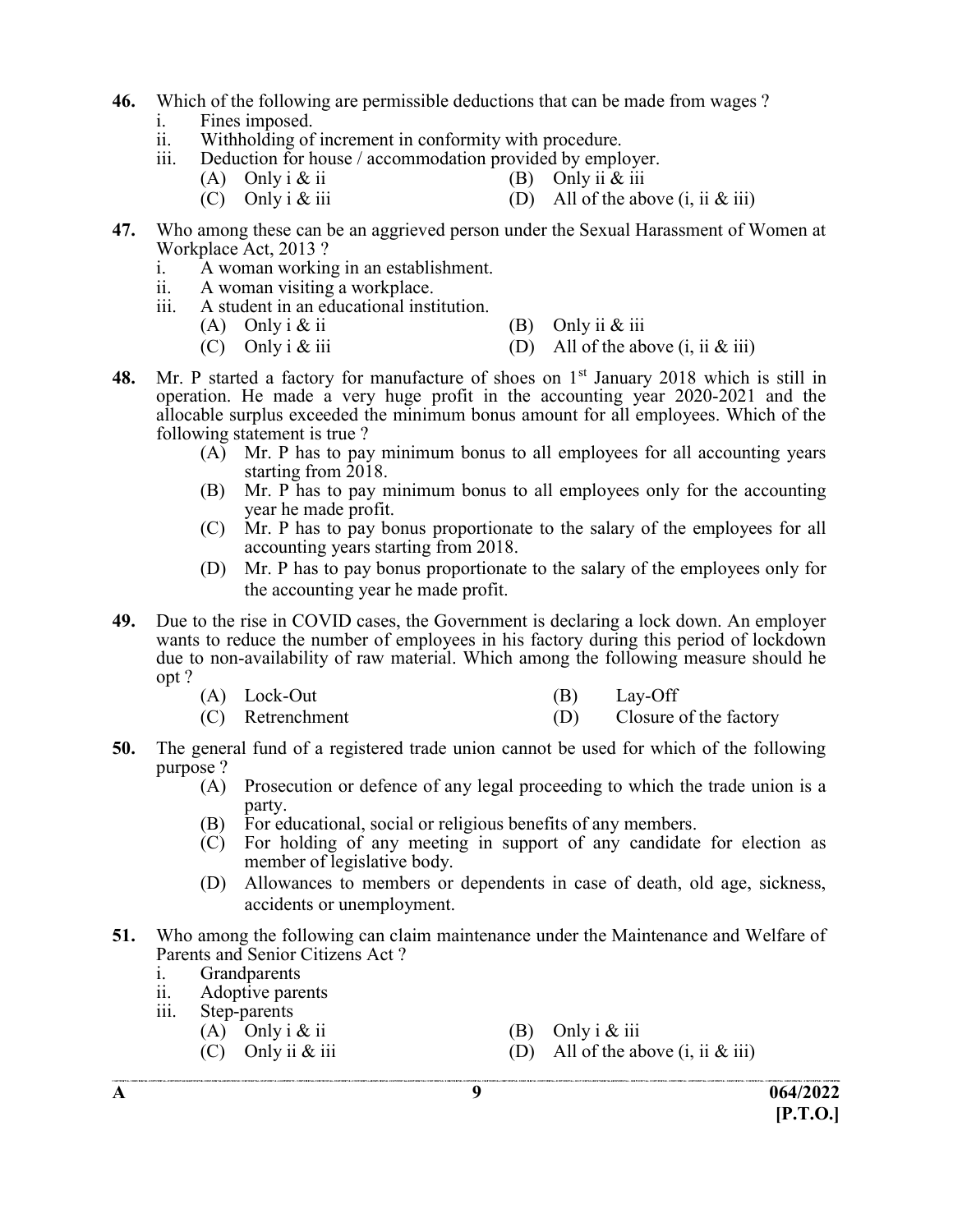**46.** Which of the following are permissible deductions that can be made from wages ?

i. Fines imposed.
ii. Withholding of increment in conformity with procedure.
iii. Deduction for house / accommodation provided by employer.

(A) Only i & ii
(B) Only ii & iii
(C) Only i & iii
(D) All of the above (i, ii & iii)

**47.** Who among these can be an aggrieved person under the Sexual Harassment of Women at Workplace Act, 2013 ?

i. A woman working in an establishment.
ii. A woman visiting a workplace.
iii. A student in an educational institution.

(A) Only i & ii
(B) Only ii & iii
(C) Only i & iii
(D) All of the above (i, ii & iii)

**48.** Mr. P started a factory for manufacture of shoes on 1st January 2018 which is still in operation. He made a very huge profit in the accounting year 2020-2021 and the allocable surplus exceeded the minimum bonus amount for all employees. Which of the following statement is true ?

(A) Mr. P has to pay minimum bonus to all employees for all accounting years starting from 2018.
(B) Mr. P has to pay minimum bonus to all employees only for the accounting year he made profit.
(C) Mr. P has to pay bonus proportionate to the salary of the employees for all accounting years starting from 2018.
(D) Mr. P has to pay bonus proportionate to the salary of the employees only for the accounting year he made profit.

**49.** Due to the rise in COVID cases, the Government is declaring a lock down. An employer wants to reduce the number of employees in his factory during this period of lockdown due to non-availability of raw material. Which among the following measure should he opt ?

(A) Lock-Out
(B) Lay-Off
(C) Retrenchment
(D) Closure of the factory

**50.** The general fund of a registered trade union cannot be used for which of the following purpose ?

(A) Prosecution or defence of any legal proceeding to which the trade union is a party.
(B) For educational, social or religious benefits of any members.
(C) For holding of any meeting in support of any candidate for election as member of legislative body.
(D) Allowances to members or dependents in case of death, old age, sickness, accidents or unemployment.

**51.** Who among the following can claim maintenance under the Maintenance and Welfare of Parents and Senior Citizens Act ?

i. Grandparents
ii. Adoptive parents
iii. Step-parents

(A) Only i & ii
(B) Only i & iii
(C) Only ii & iii
(D) All of the above (i, ii & iii)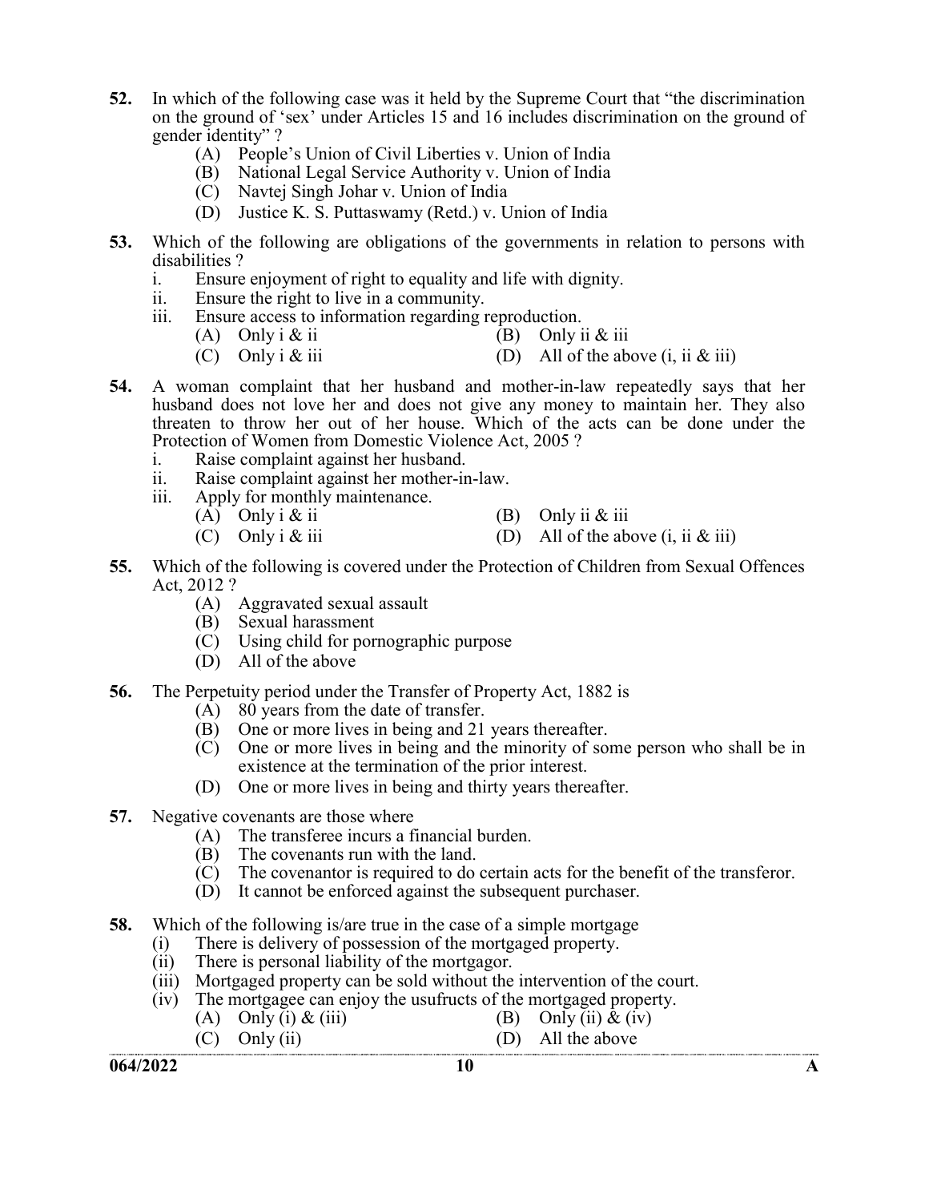**52.** In which of the following case was it held by the Supreme Court that "the discrimination on the ground of 'sex' under Articles 15 and 16 includes discrimination on the ground of gender identity" ?

(A) People's Union of Civil Liberties v. Union of India
(B) National Legal Service Authority v. Union of India
(C) Navtej Singh Johar v. Union of India
(D) Justice K. S. Puttaswamy (Retd.) v. Union of India

**53.** Which of the following are obligations of the governments in relation to persons with disabilities ?

i. Ensure enjoyment of right to equality and life with dignity.
ii. Ensure the right to live in a community.
iii. Ensure access to information regarding reproduction.

(A) Only i & ii
(B) Only ii & iii
(C) Only i & iii
(D) All of the above (i, ii & iii)

**54.** A woman complaint that her husband and mother-in-law repeatedly says that her husband does not love her and does not give any money to maintain her. They also threaten to throw her out of her house. Which of the acts can be done under the Protection of Women from Domestic Violence Act, 2005 ?

i. Raise complaint against her husband.
ii. Raise complaint against her mother-in-law.
iii. Apply for monthly maintenance.

(A) Only i & ii
(B) Only ii & iii
(C) Only i & iii
(D) All of the above (i, ii & iii)

**55.** Which of the following is covered under the Protection of Children from Sexual Offences Act, 2012 ?

(A) Aggravated sexual assault
(B) Sexual harassment
(C) Using child for pornographic purpose
(D) All of the above

**56.** The Perpetuity period under the Transfer of Property Act, 1882 is

(A) 80 years from the date of transfer.
(B) One or more lives in being and 21 years thereafter.
(C) One or more lives in being and the minority of some person who shall be in existence at the termination of the prior interest.
(D) One or more lives in being and thirty years thereafter.

**57.** Negative covenants are those where

(A) The transferee incurs a financial burden.
(B) The covenants run with the land.
(C) The covenantor is required to do certain acts for the benefit of the transferor.
(D) It cannot be enforced against the subsequent purchaser.

**58.** Which of the following is/are true in the case of a simple mortgage

(i) There is delivery of possession of the mortgaged property.
(ii) There is personal liability of the mortgagor.
(iii) Mortgaged property can be sold without the intervention of the court.
(iv) The mortgagee can enjoy the usufructs of the mortgaged property.

(A) Only (i) & (iii)
(B) Only (ii) & (iv)
(C) Only (ii)
(D) All the above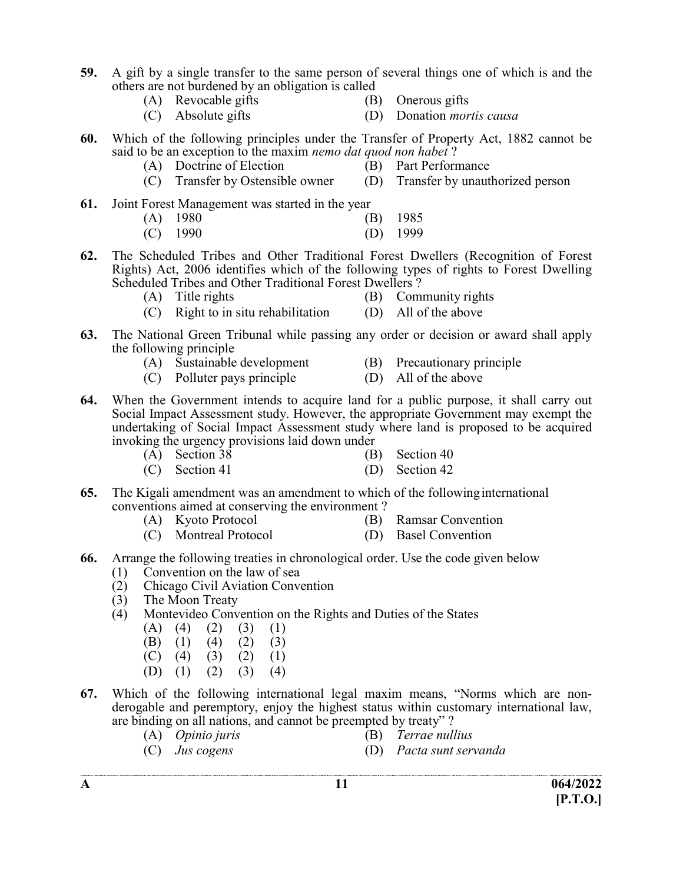**59.** A gift by a single transfer to the same person of several things one of which is and the others are not burdened by an obligation is called

(A) Revocable gifts
(B) Onerous gifts
(C) Absolute gifts
(D) Donation *mortis causa*

**60.** Which of the following principles under the Transfer of Property Act, 1882 cannot be said to be an exception to the maxim *nemo dat quod non habet* ?

(A) Doctrine of Election
(B) Part Performance
(C) Transfer by Ostensible owner
(D) Transfer by unauthorized person

**61.** Joint Forest Management was started in the year

(A) 1980
(B) 1985
(C) 1990
(D) 1999

**62.** The Scheduled Tribes and Other Traditional Forest Dwellers (Recognition of Forest Rights) Act, 2006 identifies which of the following types of rights to Forest Dwelling Scheduled Tribes and Other Traditional Forest Dwellers ?

(A) Title rights
(B) Community rights
(C) Right to in situ rehabilitation
(D) All of the above

**63.** The National Green Tribunal while passing any order or decision or award shall apply the following principle

(A) Sustainable development
(B) Precautionary principle
(C) Polluter pays principle
(D) All of the above

**64.** When the Government intends to acquire land for a public purpose, it shall carry out Social Impact Assessment study. However, the appropriate Government may exempt the undertaking of Social Impact Assessment study where land is proposed to be acquired invoking the urgency provisions laid down under

(A) Section 38
(B) Section 40
(C) Section 41
(D) Section 42

**65.** The Kigali amendment was an amendment to which of the following international conventions aimed at conserving the environment ?

(A) Kyoto Protocol
(B) Ramsar Convention
(C) Montreal Protocol
(D) Basel Convention

**66.** Arrange the following treaties in chronological order. Use the code given below

(1) Convention on the law of sea
(2) Chicago Civil Aviation Convention
(3) The Moon Treaty
(4) Montevideo Convention on the Rights and Duties of the States

(A) (4) (2) (3) (1)
(B) (1) (4) (2) (3)
(C) (4) (3) (2) (1)
(D) (1) (2) (3) (4)

**67.** Which of the following international legal maxim means, "Norms which are non-derogable and peremptory, enjoy the highest status within customary international law, are binding on all nations, and cannot be preempted by treaty" ?

(A) *Opinio juris*
(B) *Terrae nullius*
(C) *Jus cogens*
(D) *Pacta sunt servanda*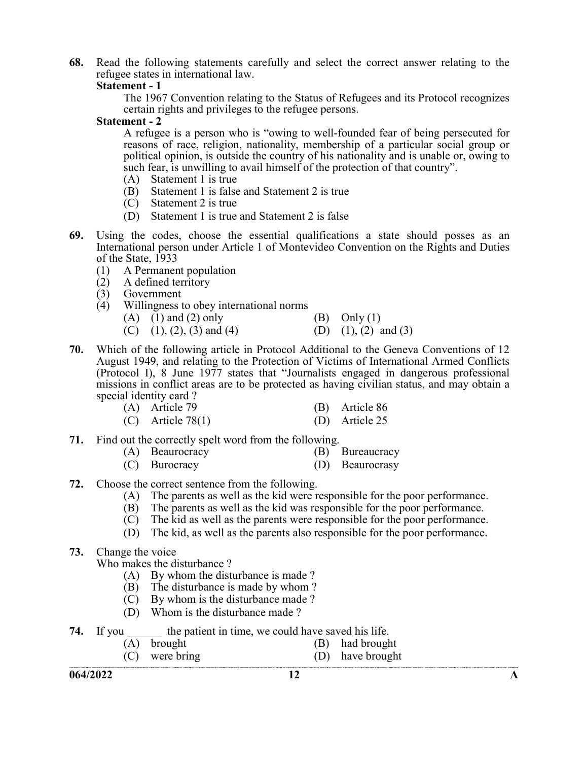**68.** Read the following statements carefully and select the correct answer relating to the refugee states in international law.

**Statement - 1**

The 1967 Convention relating to the Status of Refugees and its Protocol recognizes certain rights and privileges to the refugee persons.

**Statement - 2**

A refugee is a person who is "owing to well-founded fear of being persecuted for reasons of race, religion, nationality, membership of a particular social group or political opinion, is outside the country of his nationality and is unable or, owing to such fear, is unwilling to avail himself of the protection of that country".

(A) Statement 1 is true
(B) Statement 1 is false and Statement 2 is true
(C) Statement 2 is true
(D) Statement 1 is true and Statement 2 is false

**69.** Using the codes, choose the essential qualifications a state should posses as an International person under Article 1 of Montevideo Convention on the Rights and Duties of the State, 1933

(1) A Permanent population
(2) A defined territory
(3) Government
(4) Willingness to obey international norms

(A) (1) and (2) only
(B) Only (1)
(C) (1), (2), (3) and (4)
(D) (1), (2) and (3)

**70.** Which of the following article in Protocol Additional to the Geneva Conventions of 12 August 1949, and relating to the Protection of Victims of International Armed Conflicts (Protocol I), 8 June 1977 states that "Journalists engaged in dangerous professional missions in conflict areas are to be protected as having civilian status, and may obtain a special identity card ?

(A) Article 79
(B) Article 86
(C) Article 78(1)
(D) Article 25

**71.** Find out the correctly spelt word from the following.

(A) Beaurocracy
(B) Bureaucracy
(C) Burocracy
(D) Beaurocrasy

**72.** Choose the correct sentence from the following.

(A) The parents as well as the kid were responsible for the poor performance.
(B) The parents as well as the kid was responsible for the poor performance.
(C) The kid as well as the parents were responsible for the poor performance.
(D) The kid, as well as the parents also responsible for the poor performance.

**73.** Change the voice

Who makes the disturbance ?

(A) By whom the disturbance is made ?
(B) The disturbance is made by whom ?
(C) By whom is the disturbance made ?
(D) Whom is the disturbance made ?

**74.** If you ______ the patient in time, we could have saved his life.

(A) brought
(B) had brought
(C) were bring
(D) have brought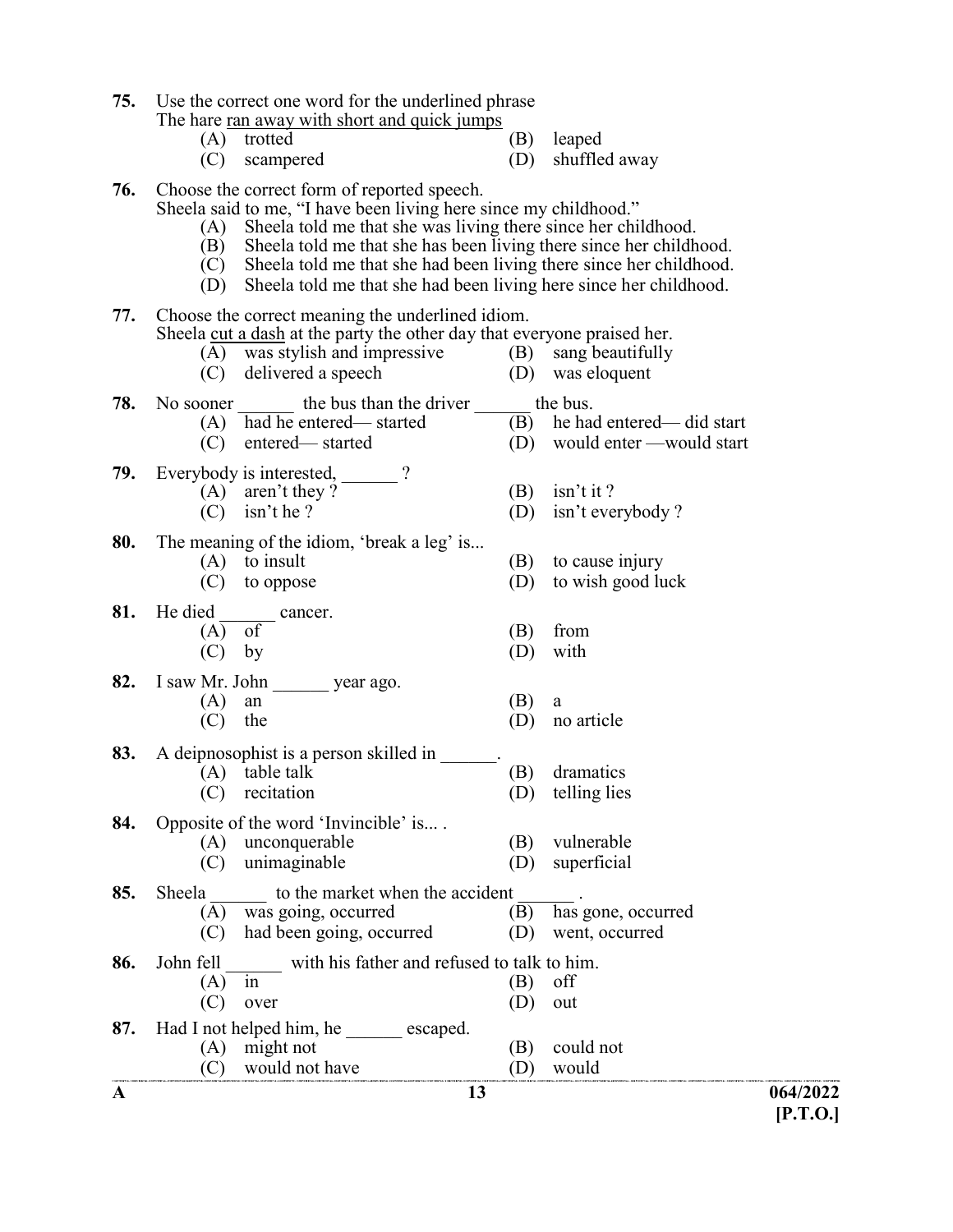**75.** Use the correct one word for the underlined phrase
The hare ran away with short and quick jumps

(A) trotted (B) leaped
(C) scampered (D) shuffled away

**76.** Choose the correct form of reported speech.
Sheela said to me, "I have been living here since my childhood."

(A) Sheela told me that she was living there since her childhood.
(B) Sheela told me that she has been living there since her childhood.
(C) Sheela told me that she had been living there since her childhood.
(D) Sheela told me that she had been living here since her childhood.

**77.** Choose the correct meaning the underlined idiom.
Sheela cut a dash at the party the other day that everyone praised her.

(A) was stylish and impressive (B) sang beautifully
(C) delivered a speech (D) was eloquent

**78.** No sooner ______ the bus than the driver ______ the bus.

(A) had he entered— started (B) he had entered— did start
(C) entered— started (D) would enter —would start

**79.** Everybody is interested, ______ ?

(A) aren't they ? (B) isn't it ?
(C) isn't he ? (D) isn't everybody ?

**80.** The meaning of the idiom, 'break a leg' is...

(A) to insult (B) to cause injury
(C) to oppose (D) to wish good luck

**81.** He died ______ cancer.

(A) of (B) from
(C) by (D) with

**82.** I saw Mr. John ______ year ago.

(A) an (B) a
(C) the (D) no article

**83.** A deipnosophist is a person skilled in ______.

(A) table talk (B) dramatics
(C) recitation (D) telling lies

**84.** Opposite of the word 'Invincible' is... .

(A) unconquerable (B) vulnerable
(C) unimaginable (D) superficial

**85.** Sheela ______ to the market when the accident ______ .

(A) was going, occurred (B) has gone, occurred
(C) had been going, occurred (D) went, occurred

**86.** John fell ______ with his father and refused to talk to him.

(A) in (B) off
(C) over (D) out

**87.** Had I not helped him, he ______ escaped.

(A) might not (B) could not
(C) would not have (D) would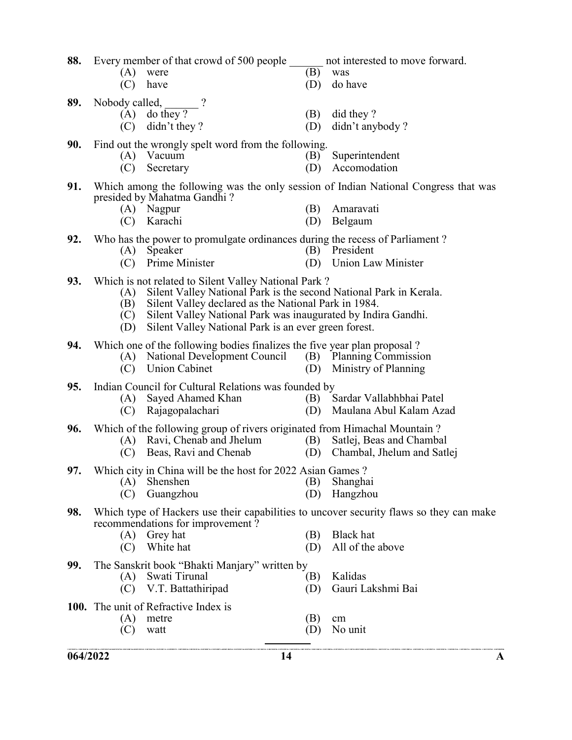88. Every member of that crowd of 500 people ______ not interested to move forward.

(A) were
(B) was
(C) have
(D) do have

89. Nobody called, ______ ?

(A) do they ?
(B) did they ?
(C) didn't they ?
(D) didn't anybody ?

90. Find out the wrongly spelt word from the following.

(A) Vacuum
(B) Superintendent
(C) Secretary
(D) Accomodation

91. Which among the following was the only session of Indian National Congress that was presided by Mahatma Gandhi ?

(A) Nagpur
(B) Amaravati
(C) Karachi
(D) Belgaum

92. Who has the power to promulgate ordinances during the recess of Parliament ?

(A) Speaker
(B) President
(C) Prime Minister
(D) Union Law Minister

93. Which is not related to Silent Valley National Park ?

(A) Silent Valley National Park is the second National Park in Kerala.
(B) Silent Valley declared as the National Park in 1984.
(C) Silent Valley National Park was inaugurated by Indira Gandhi.
(D) Silent Valley National Park is an ever green forest.

94. Which one of the following bodies finalizes the five year plan proposal ?

(A) National Development Council
(B) Planning Commission
(C) Union Cabinet
(D) Ministry of Planning

95. Indian Council for Cultural Relations was founded by

(A) Sayed Ahamed Khan
(B) Sardar Vallabhbhai Patel
(C) Rajagopalachari
(D) Maulana Abul Kalam Azad

96. Which of the following group of rivers originated from Himachal Mountain ?

(A) Ravi, Chenab and Jhelum
(B) Satlej, Beas and Chambal
(C) Beas, Ravi and Chenab
(D) Chambal, Jhelum and Satlej

97. Which city in China will be the host for 2022 Asian Games ?

(A) Shenshen
(B) Shanghai
(C) Guangzhou
(D) Hangzhou

98. Which type of Hackers use their capabilities to uncover security flaws so they can make recommendations for improvement ?

(A) Grey hat
(B) Black hat
(C) White hat
(D) All of the above

99. The Sanskrit book "Bhakti Manjary" written by

(A) Swati Tirunal
(B) Kalidas
(C) V.T. Battathiripad
(D) Gauri Lakshmi Bai

100. The unit of Refractive Index is

(A) metre
(B) cm
(C) watt
(D) No unit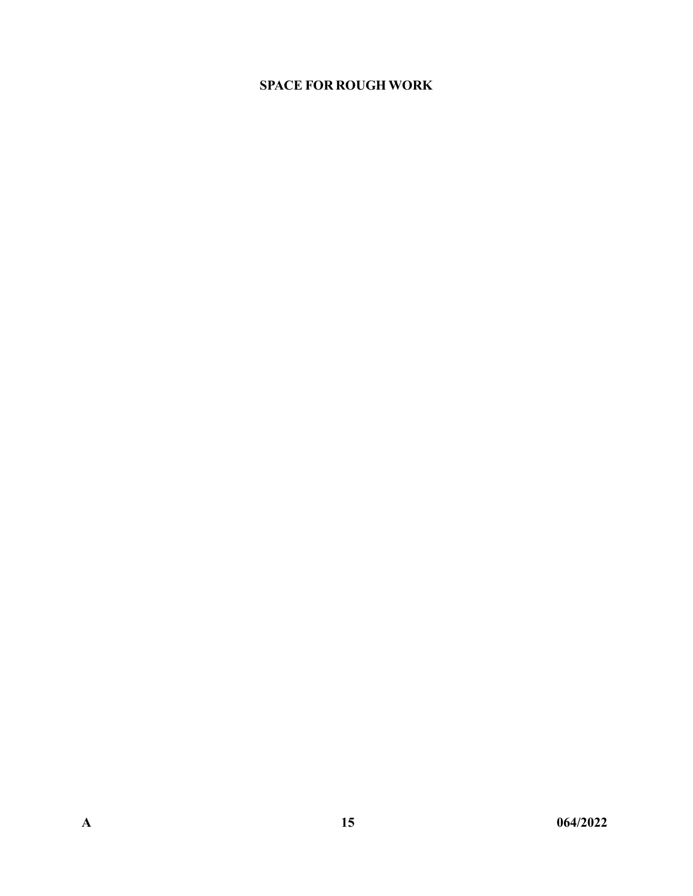**SPACE FOR ROUGH WORK**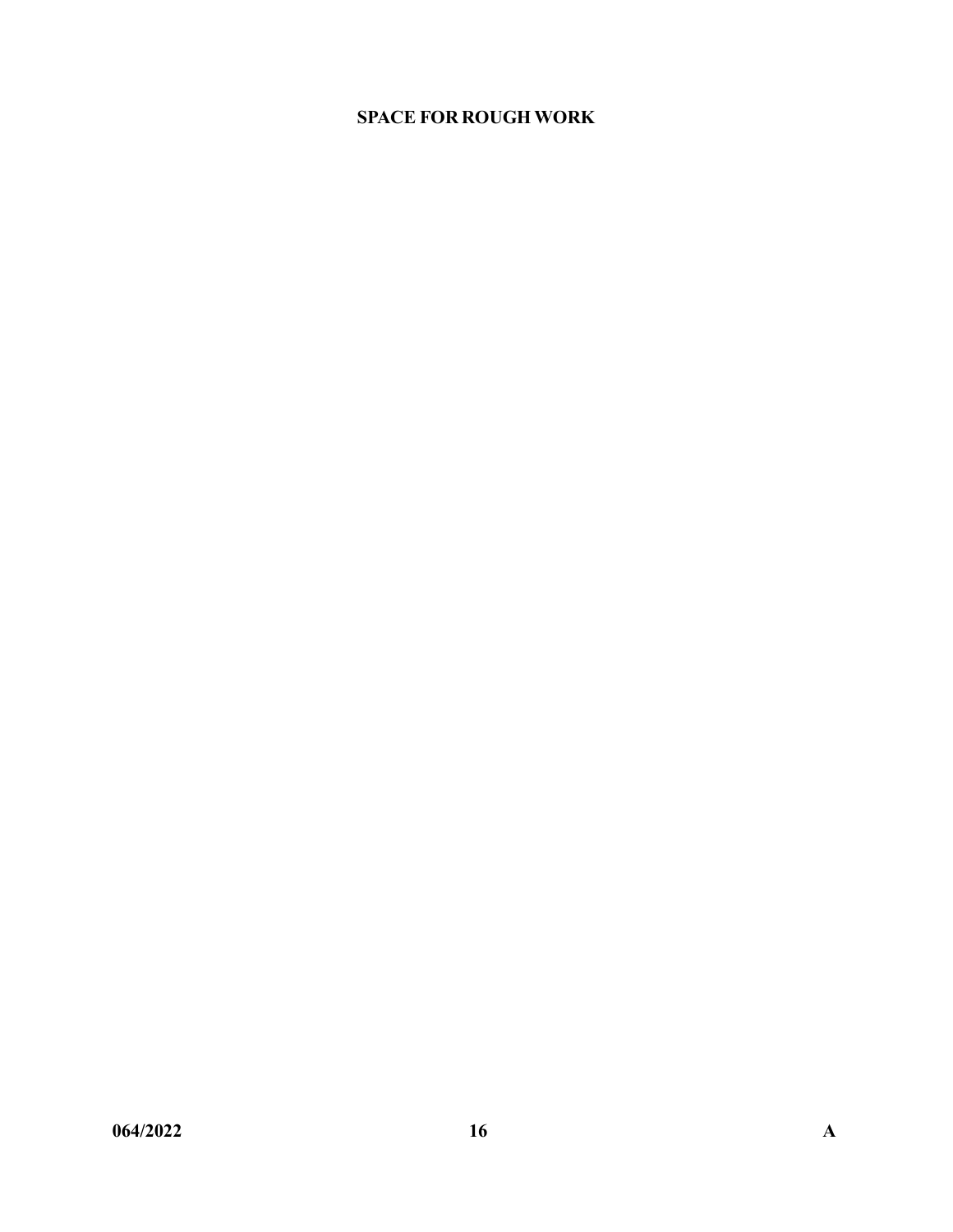**SPACE FOR ROUGH WORK**